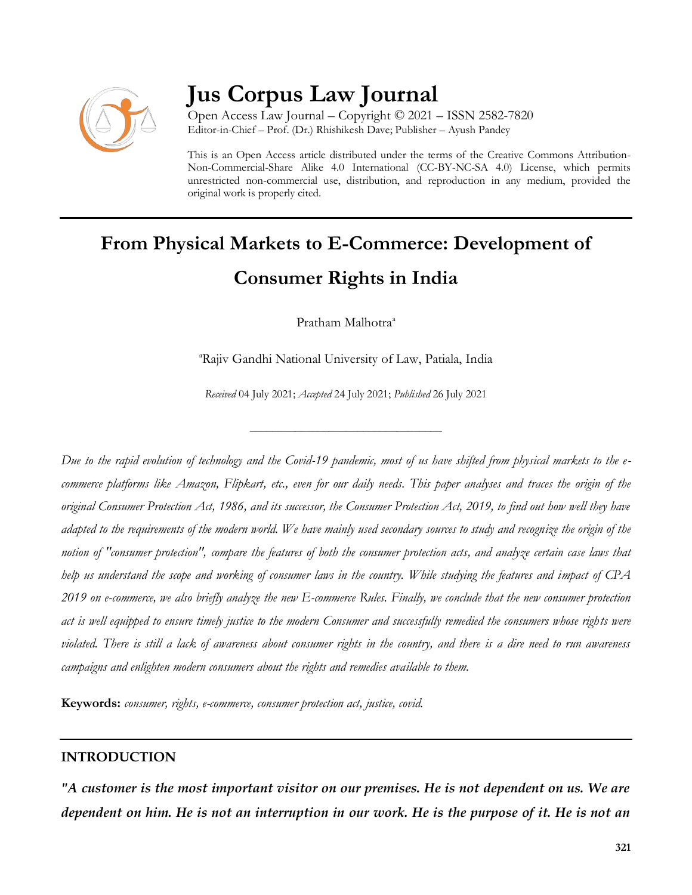# Jus Corpus Law Journal

Open Access Law Journal – Copyright © 2021 – ISSN 2582-7820
Editor-in-Chief – Prof. (Dr.) Rhishikesh Dave; Publisher – Ayush Pandey

This is an Open Access article distributed under the terms of the Creative Commons Attribution-Non-Commercial-Share Alike 4.0 International (CC-BY-NC-SA 4.0) License, which permits unrestricted non-commercial use, distribution, and reproduction in any medium, provided the original work is properly cited.

# From Physical Markets to E-Commerce: Development of Consumer Rights in India

Pratham Malhotra[a]

[a]Rajiv Gandhi National University of Law, Patiala, India

*Received* 04 July 2021; *Accepted* 24 July 2021; *Published* 26 July 2021

---

*Due to the rapid evolution of technology and the Covid-19 pandemic, most of us have shifted from physical markets to the e-commerce platforms like Amazon, Flipkart, etc., even for our daily needs. This paper analyses and traces the origin of the original Consumer Protection Act, 1986, and its successor, the Consumer Protection Act, 2019, to find out how well they have adapted to the requirements of the modern world. We have mainly used secondary sources to study and recognize the origin of the notion of "consumer protection", compare the features of both the consumer protection acts, and analyze certain case laws that help us understand the scope and working of consumer laws in the country. While studying the features and impact of CPA 2019 on e-commerce, we also briefly analyze the new E-commerce Rules. Finally, we conclude that the new consumer protection act is well equipped to ensure timely justice to the modern Consumer and successfully remedied the consumers whose rights were violated. There is still a lack of awareness about consumer rights in the country, and there is a dire need to run awareness campaigns and enlighten modern consumers about the rights and remedies available to them.*

**Keywords:** *consumer, rights, e-commerce, consumer protection act, justice, covid.*

## INTRODUCTION

***"A customer is the most important visitor on our premises. He is not dependent on us. We are dependent on him. He is not an interruption in our work. He is the purpose of it. He is not an***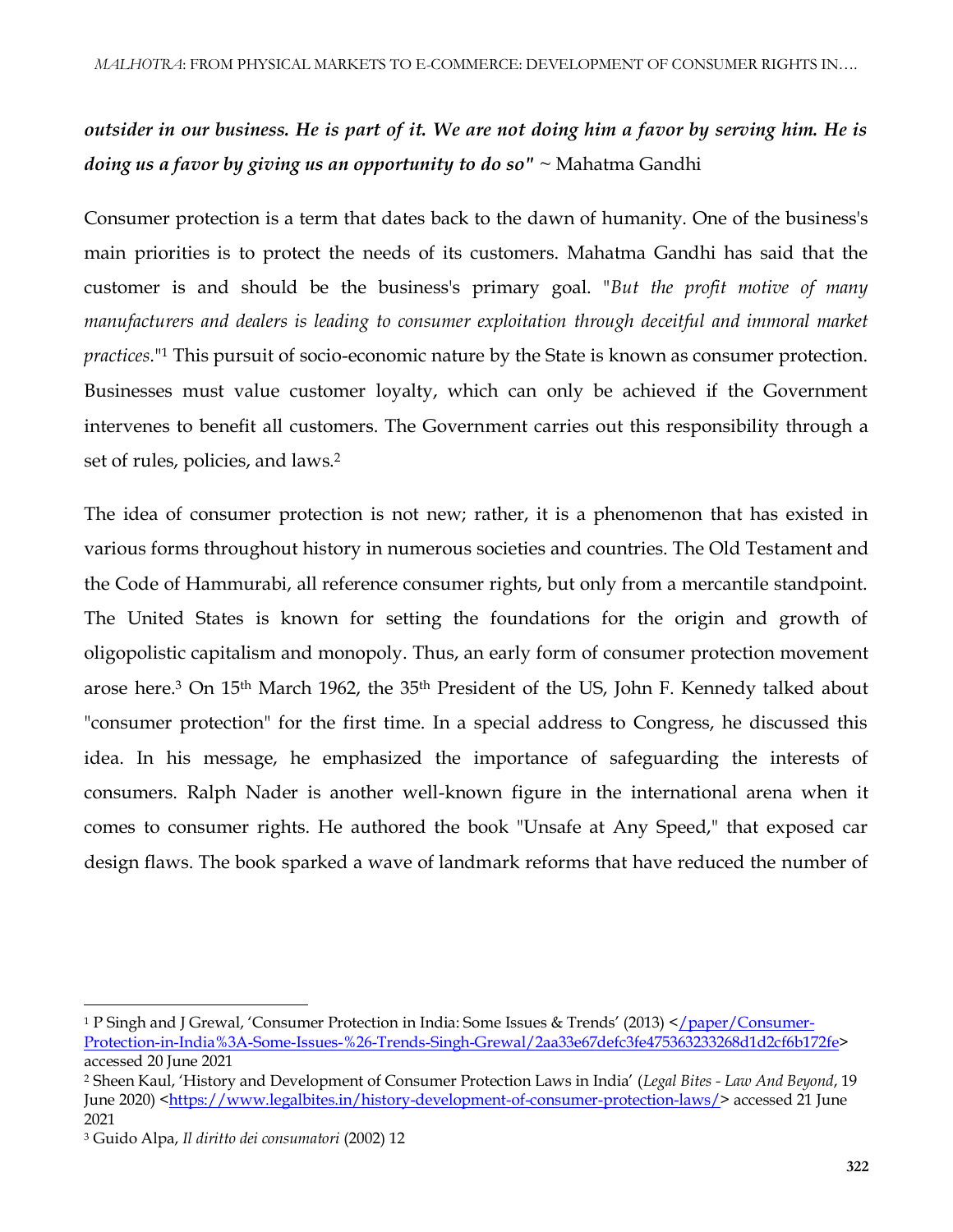***outsider in our business. He is part of it. We are not doing him a favor by serving him. He is doing us a favor by giving us an opportunity to do so"*** ~ Mahatma Gandhi

Consumer protection is a term that dates back to the dawn of humanity. One of the business's main priorities is to protect the needs of its customers. Mahatma Gandhi has said that the customer is and should be the business's primary goal. "*But the profit motive of many manufacturers and dealers is leading to consumer exploitation through deceitful and immoral market practices*."[1] This pursuit of socio-economic nature by the State is known as consumer protection. Businesses must value customer loyalty, which can only be achieved if the Government intervenes to benefit all customers. The Government carries out this responsibility through a set of rules, policies, and laws.[2]

The idea of consumer protection is not new; rather, it is a phenomenon that has existed in various forms throughout history in numerous societies and countries. The Old Testament and the Code of Hammurabi, all reference consumer rights, but only from a mercantile standpoint. The United States is known for setting the foundations for the origin and growth of oligopolistic capitalism and monopoly. Thus, an early form of consumer protection movement arose here.[3] On 15th March 1962, the 35th President of the US, John F. Kennedy talked about "consumer protection" for the first time. In a special address to Congress, he discussed this idea. In his message, he emphasized the importance of safeguarding the interests of consumers. Ralph Nader is another well-known figure in the international arena when it comes to consumer rights. He authored the book "Unsafe at Any Speed," that exposed car design flaws. The book sparked a wave of landmark reforms that have reduced the number of

---

[1] P Singh and J Grewal, 'Consumer Protection in India: Some Issues & Trends' (2013) </paper/Consumer-Protection-in-India%3A-Some-Issues-%26-Trends-Singh-Grewal/2aa33e67defc3fe475363233268d1d2cf6b172fe> accessed 20 June 2021

[2] Sheen Kaul, 'History and Development of Consumer Protection Laws in India' (*Legal Bites - Law And Beyond*, 19 June 2020) <https://www.legalbites.in/history-development-of-consumer-protection-laws/> accessed 21 June 2021

[3] Guido Alpa, *Il diritto dei consumatori* (2002) 12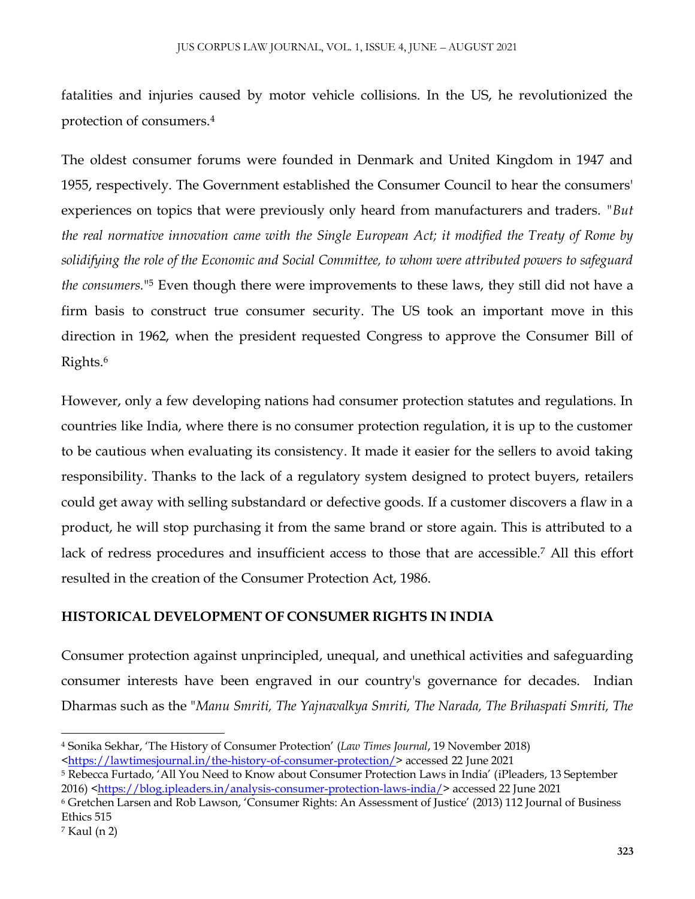fatalities and injuries caused by motor vehicle collisions. In the US, he revolutionized the protection of consumers.[4]

The oldest consumer forums were founded in Denmark and United Kingdom in 1947 and 1955, respectively. The Government established the Consumer Council to hear the consumers' experiences on topics that were previously only heard from manufacturers and traders. *"But the real normative innovation came with the Single European Act; it modified the Treaty of Rome by solidifying the role of the Economic and Social Committee, to whom were attributed powers to safeguard the consumers."*[5] Even though there were improvements to these laws, they still did not have a firm basis to construct true consumer security. The US took an important move in this direction in 1962, when the president requested Congress to approve the Consumer Bill of Rights.[6]

However, only a few developing nations had consumer protection statutes and regulations. In countries like India, where there is no consumer protection regulation, it is up to the customer to be cautious when evaluating its consistency. It made it easier for the sellers to avoid taking responsibility. Thanks to the lack of a regulatory system designed to protect buyers, retailers could get away with selling substandard or defective goods. If a customer discovers a flaw in a product, he will stop purchasing it from the same brand or store again. This is attributed to a lack of redress procedures and insufficient access to those that are accessible.[7] All this effort resulted in the creation of the Consumer Protection Act, 1986.

## HISTORICAL DEVELOPMENT OF CONSUMER RIGHTS IN INDIA

Consumer protection against unprincipled, unequal, and unethical activities and safeguarding consumer interests have been engraved in our country's governance for decades. Indian Dharmas such as the "*Manu Smriti, The Yajnavalkya Smriti, The Narada, The Brihaspati Smriti, The*

---

[4] Sonika Sekhar, 'The History of Consumer Protection' (*Law Times Journal*, 19 November 2018) <https://lawtimesjournal.in/the-history-of-consumer-protection/> accessed 22 June 2021

[5] Rebecca Furtado, 'All You Need to Know about Consumer Protection Laws in India' (iPleaders, 13 September 2016) <https://blog.ipleaders.in/analysis-consumer-protection-laws-india/> accessed 22 June 2021

[6] Gretchen Larsen and Rob Lawson, 'Consumer Rights: An Assessment of Justice' (2013) 112 Journal of Business Ethics 515

[7] Kaul (n 2)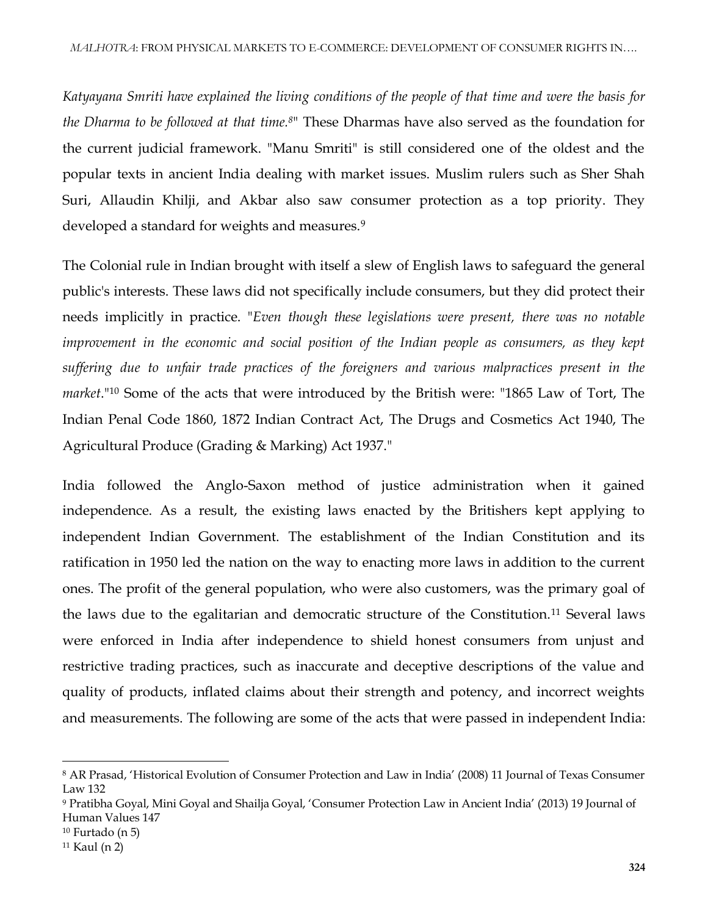*Katyayana Smriti have explained the living conditions of the people of that time and were the basis for the Dharma to be followed at that time.*[8]" These Dharmas have also served as the foundation for the current judicial framework. "Manu Smriti" is still considered one of the oldest and the popular texts in ancient India dealing with market issues. Muslim rulers such as Sher Shah Suri, Allaudin Khilji, and Akbar also saw consumer protection as a top priority. They developed a standard for weights and measures.[9]

The Colonial rule in Indian brought with itself a slew of English laws to safeguard the general public's interests. These laws did not specifically include consumers, but they did protect their needs implicitly in practice. "*Even though these legislations were present, there was no notable improvement in the economic and social position of the Indian people as consumers, as they kept suffering due to unfair trade practices of the foreigners and various malpractices present in the market*."[10] Some of the acts that were introduced by the British were: "1865 Law of Tort, The Indian Penal Code 1860, 1872 Indian Contract Act, The Drugs and Cosmetics Act 1940, The Agricultural Produce (Grading & Marking) Act 1937."

India followed the Anglo-Saxon method of justice administration when it gained independence. As a result, the existing laws enacted by the Britishers kept applying to independent Indian Government. The establishment of the Indian Constitution and its ratification in 1950 led the nation on the way to enacting more laws in addition to the current ones. The profit of the general population, who were also customers, was the primary goal of the laws due to the egalitarian and democratic structure of the Constitution.[11] Several laws were enforced in India after independence to shield honest consumers from unjust and restrictive trading practices, such as inaccurate and deceptive descriptions of the value and quality of products, inflated claims about their strength and potency, and incorrect weights and measurements. The following are some of the acts that were passed in independent India:

---

[8] AR Prasad, 'Historical Evolution of Consumer Protection and Law in India' (2008) 11 Journal of Texas Consumer Law 132

[9] Pratibha Goyal, Mini Goyal and Shailja Goyal, 'Consumer Protection Law in Ancient India' (2013) 19 Journal of Human Values 147

[10] Furtado (n 5)

[11] Kaul (n 2)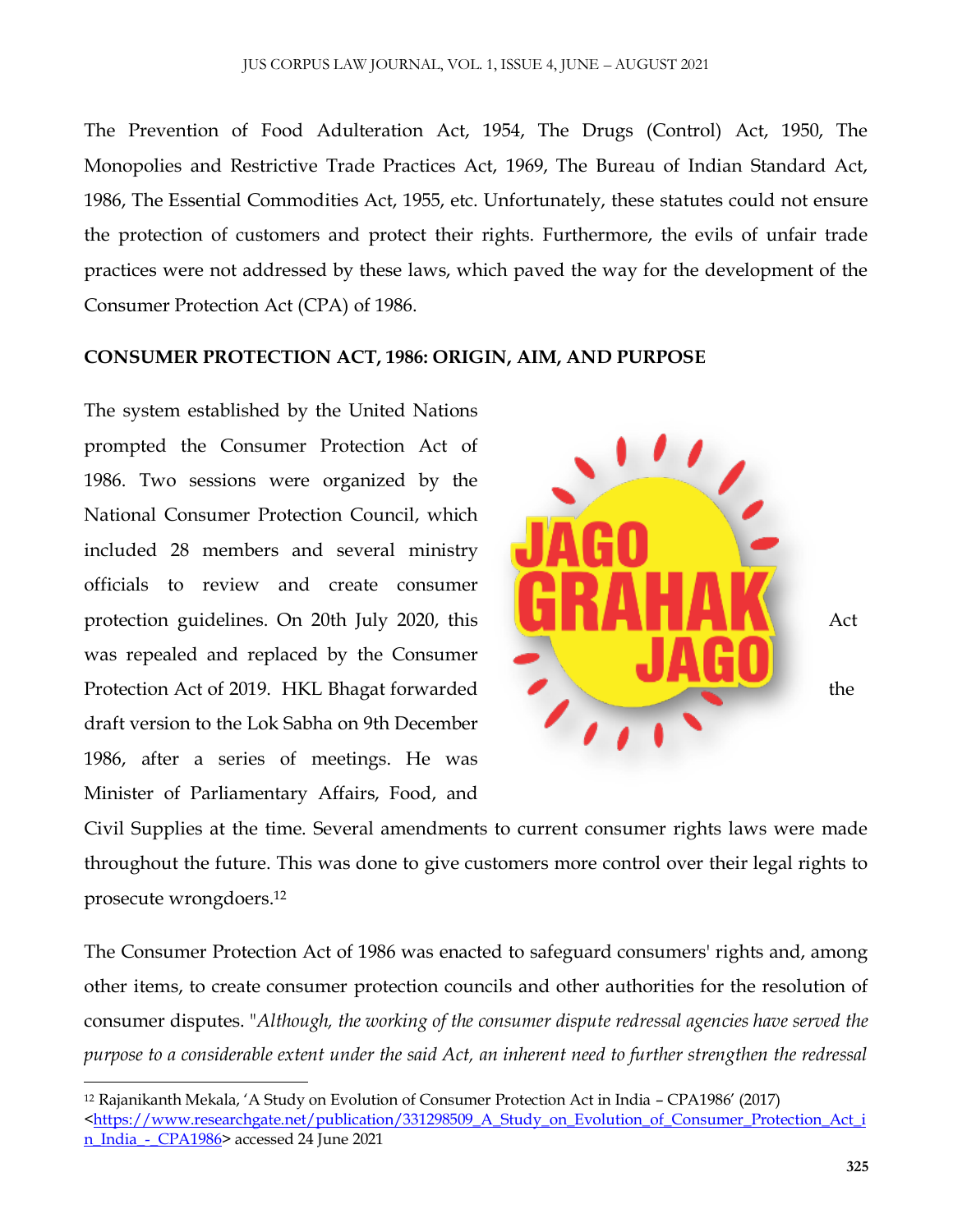The Prevention of Food Adulteration Act, 1954, The Drugs (Control) Act, 1950, The Monopolies and Restrictive Trade Practices Act, 1969, The Bureau of Indian Standard Act, 1986, The Essential Commodities Act, 1955, etc. Unfortunately, these statutes could not ensure the protection of customers and protect their rights. Furthermore, the evils of unfair trade practices were not addressed by these laws, which paved the way for the development of the Consumer Protection Act (CPA) of 1986.

**CONSUMER PROTECTION ACT, 1986: ORIGIN, AIM, AND PURPOSE**

The system established by the United Nations prompted the Consumer Protection Act of 1986. Two sessions were organized by the National Consumer Protection Council, which included 28 members and several ministry officials to review and create consumer protection guidelines. On 20th July 2020, this Act was repealed and replaced by the Consumer Protection Act of 2019. HKL Bhagat forwarded the draft version to the Lok Sabha on 9th December 1986, after a series of meetings. He was Minister of Parliamentary Affairs, Food, and Civil Supplies at the time. Several amendments to current consumer rights laws were made throughout the future. This was done to give customers more control over their legal rights to prosecute wrongdoers.[12]

The Consumer Protection Act of 1986 was enacted to safeguard consumers' rights and, among other items, to create consumer protection councils and other authorities for the resolution of consumer disputes. "*Although, the working of the consumer dispute redressal agencies have served the purpose to a considerable extent under the said Act, an inherent need to further strengthen the redressal*

[12] Rajanikanth Mekala, 'A Study on Evolution of Consumer Protection Act in India – CPA1986' (2017) <https://www.researchgate.net/publication/331298509_A_Study_on_Evolution_of_Consumer_Protection_Act_in_India_-_CPA1986> accessed 24 June 2021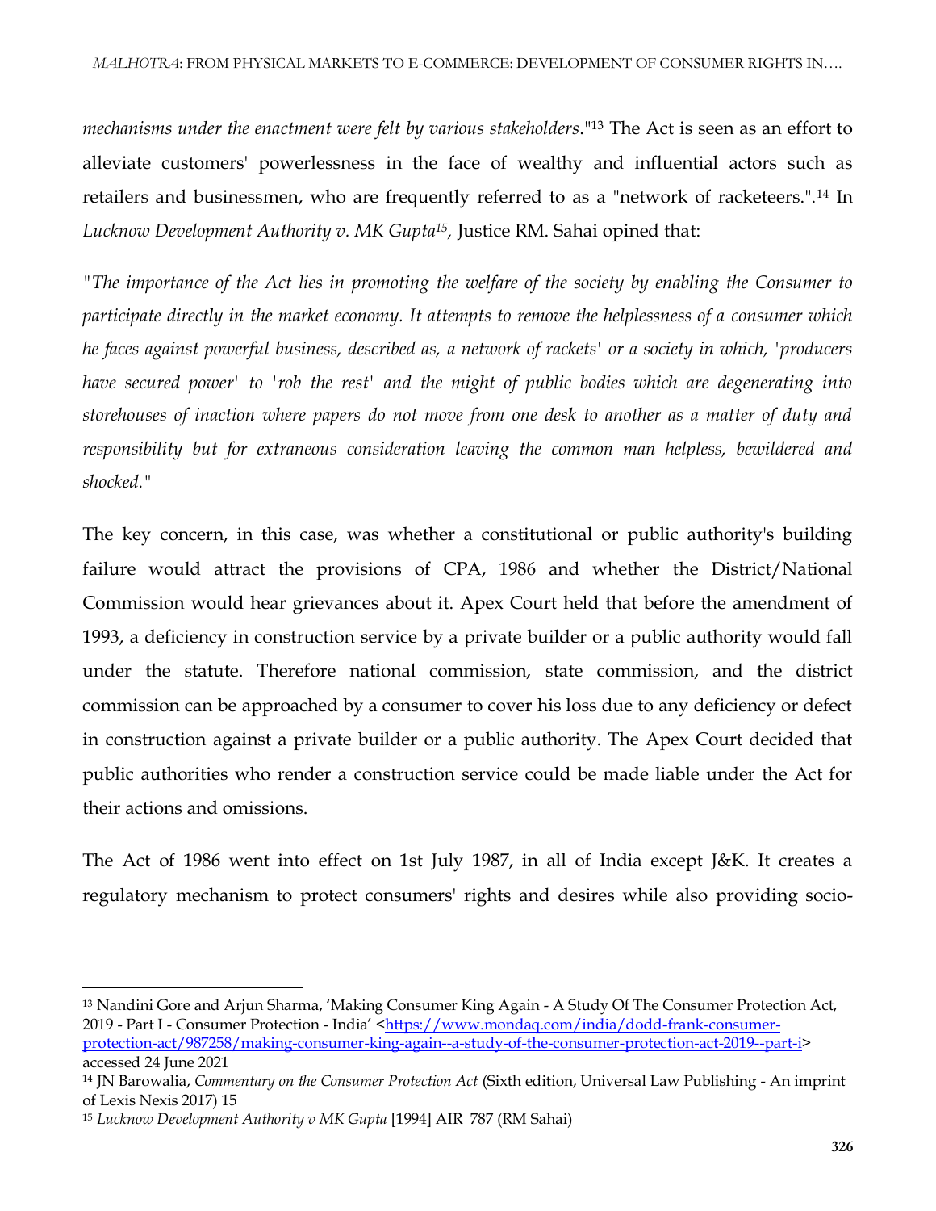*mechanisms under the enactment were felt by various stakeholders*."[13] The Act is seen as an effort to alleviate customers' powerlessness in the face of wealthy and influential actors such as retailers and businessmen, who are frequently referred to as a "network of racketeers.".[14] In *Lucknow Development Authority v. MK Gupta*[15], Justice RM. Sahai opined that:

*"The importance of the Act lies in promoting the welfare of the society by enabling the Consumer to participate directly in the market economy. It attempts to remove the helplessness of a consumer which he faces against powerful business, described as, a network of rackets' or a society in which, 'producers have secured power' to 'rob the rest' and the might of public bodies which are degenerating into storehouses of inaction where papers do not move from one desk to another as a matter of duty and responsibility but for extraneous consideration leaving the common man helpless, bewildered and shocked."*

The key concern, in this case, was whether a constitutional or public authority's building failure would attract the provisions of CPA, 1986 and whether the District/National Commission would hear grievances about it. Apex Court held that before the amendment of 1993, a deficiency in construction service by a private builder or a public authority would fall under the statute. Therefore national commission, state commission, and the district commission can be approached by a consumer to cover his loss due to any deficiency or defect in construction against a private builder or a public authority. The Apex Court decided that public authorities who render a construction service could be made liable under the Act for their actions and omissions.

The Act of 1986 went into effect on 1st July 1987, in all of India except J&K. It creates a regulatory mechanism to protect consumers' rights and desires while also providing socio-

---

[13] Nandini Gore and Arjun Sharma, 'Making Consumer King Again - A Study Of The Consumer Protection Act, 2019 - Part I - Consumer Protection - India' <https://www.mondaq.com/india/dodd-frank-consumer-protection-act/987258/making-consumer-king-again--a-study-of-the-consumer-protection-act-2019--part-i> accessed 24 June 2021

[14] JN Barowalia, *Commentary on the Consumer Protection Act* (Sixth edition, Universal Law Publishing - An imprint of Lexis Nexis 2017) 15

[15] *Lucknow Development Authority v MK Gupta* [1994] AIR 787 (RM Sahai)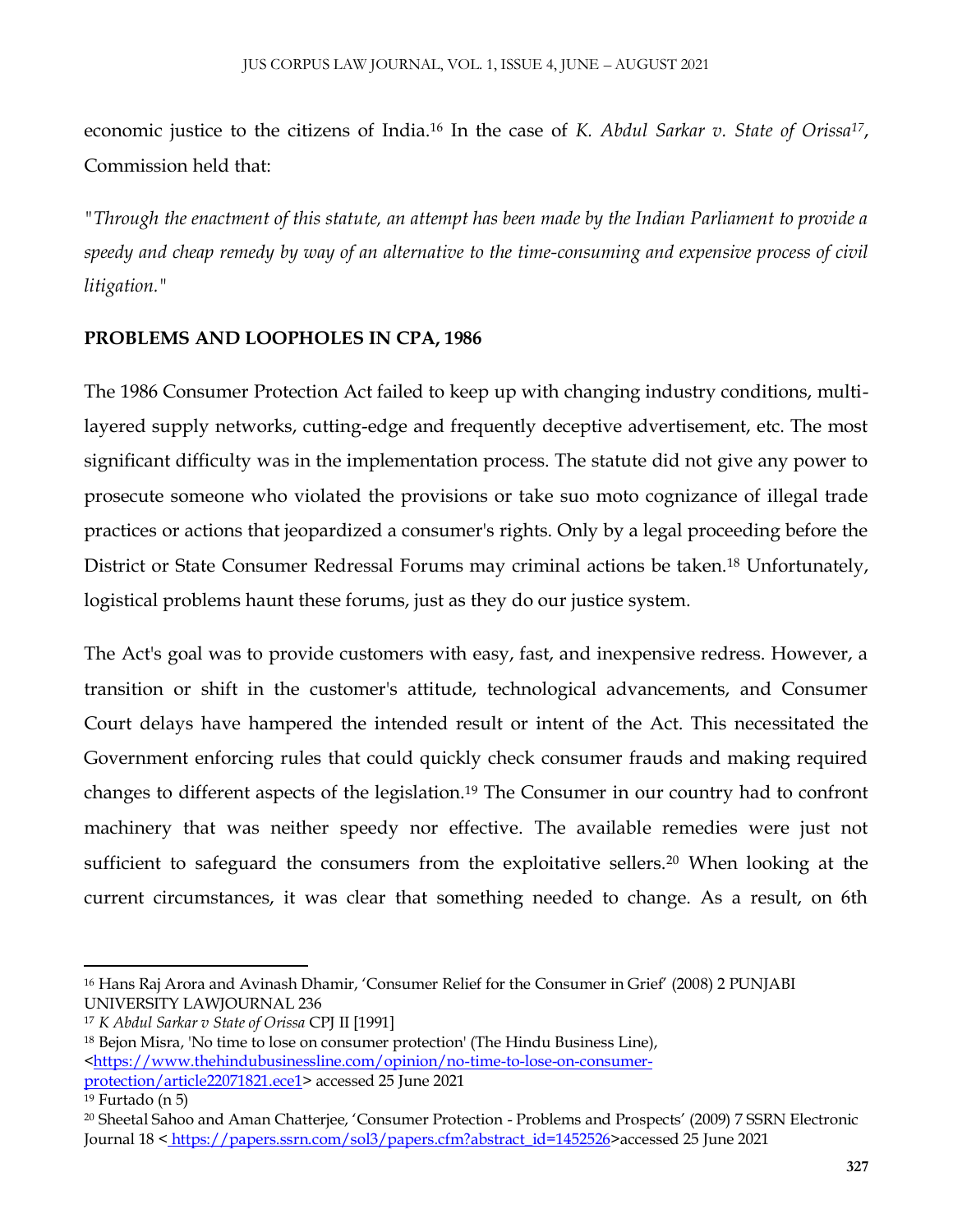economic justice to the citizens of India.[16] In the case of *K. Abdul Sarkar v. State of Orissa*[17], Commission held that:

*"Through the enactment of this statute, an attempt has been made by the Indian Parliament to provide a speedy and cheap remedy by way of an alternative to the time-consuming and expensive process of civil litigation."*

**PROBLEMS AND LOOPHOLES IN CPA, 1986**

The 1986 Consumer Protection Act failed to keep up with changing industry conditions, multi-layered supply networks, cutting-edge and frequently deceptive advertisement, etc. The most significant difficulty was in the implementation process. The statute did not give any power to prosecute someone who violated the provisions or take suo moto cognizance of illegal trade practices or actions that jeopardized a consumer's rights. Only by a legal proceeding before the District or State Consumer Redressal Forums may criminal actions be taken.[18] Unfortunately, logistical problems haunt these forums, just as they do our justice system.

The Act's goal was to provide customers with easy, fast, and inexpensive redress. However, a transition or shift in the customer's attitude, technological advancements, and Consumer Court delays have hampered the intended result or intent of the Act. This necessitated the Government enforcing rules that could quickly check consumer frauds and making required changes to different aspects of the legislation.[19] The Consumer in our country had to confront machinery that was neither speedy nor effective. The available remedies were just not sufficient to safeguard the consumers from the exploitative sellers.[20] When looking at the current circumstances, it was clear that something needed to change. As a result, on 6th

---

[16] Hans Raj Arora and Avinash Dhamir, 'Consumer Relief for the Consumer in Grief' (2008) 2 PUNJABI UNIVERSITY LAWJOURNAL 236

[17] *K Abdul Sarkar v State of Orissa* CPJ II [1991]

[18] Bejon Misra, 'No time to lose on consumer protection' (The Hindu Business Line), <https://www.thehindubusinessline.com/opinion/no-time-to-lose-on-consumer-protection/article22071821.ece1> accessed 25 June 2021

[19] Furtado (n 5)

[20] Sheetal Sahoo and Aman Chatterjee, 'Consumer Protection - Problems and Prospects' (2009) 7 SSRN Electronic Journal 18 < https://papers.ssrn.com/sol3/papers.cfm?abstract_id=1452526>accessed 25 June 2021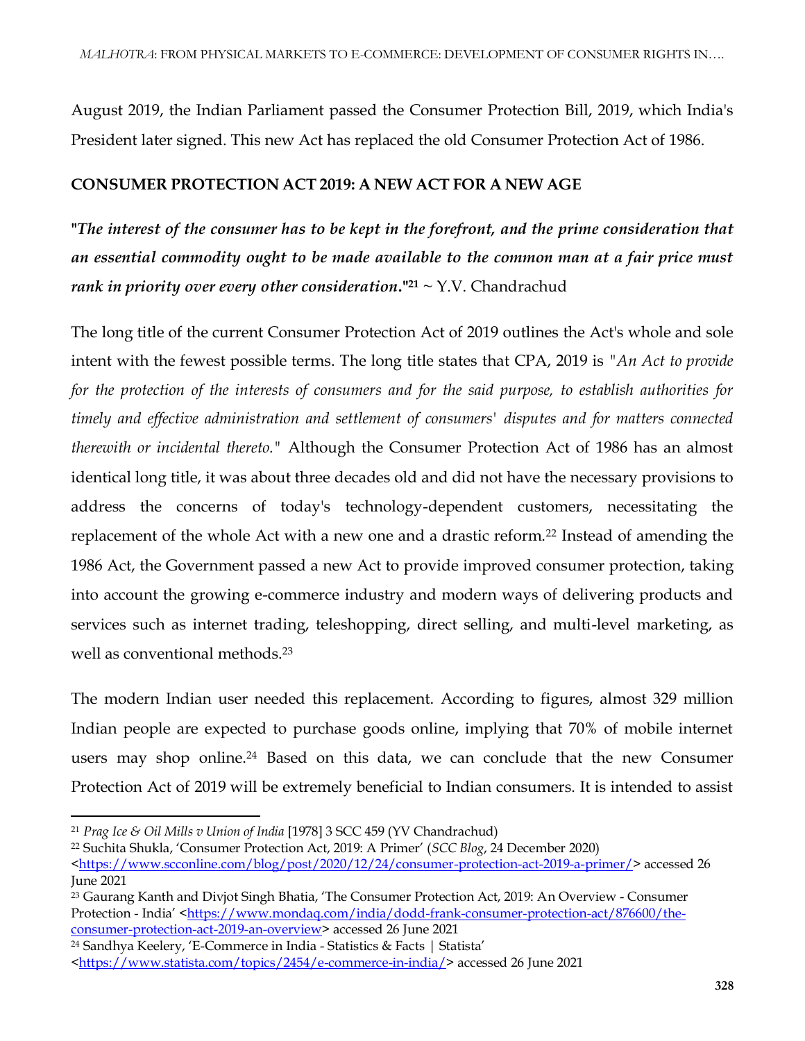August 2019, the Indian Parliament passed the Consumer Protection Bill, 2019, which India's President later signed. This new Act has replaced the old Consumer Protection Act of 1986.

## CONSUMER PROTECTION ACT 2019: A NEW ACT FOR A NEW AGE

***"The interest of the consumer has to be kept in the forefront, and the prime consideration that an essential commodity ought to be made available to the common man at a fair price must rank in priority over every other consideration."***[21] ~ Y.V. Chandrachud

The long title of the current Consumer Protection Act of 2019 outlines the Act's whole and sole intent with the fewest possible terms. The long title states that CPA, 2019 is *"An Act to provide for the protection of the interests of consumers and for the said purpose, to establish authorities for timely and effective administration and settlement of consumers' disputes and for matters connected therewith or incidental thereto."* Although the Consumer Protection Act of 1986 has an almost identical long title, it was about three decades old and did not have the necessary provisions to address the concerns of today's technology-dependent customers, necessitating the replacement of the whole Act with a new one and a drastic reform.[22] Instead of amending the 1986 Act, the Government passed a new Act to provide improved consumer protection, taking into account the growing e-commerce industry and modern ways of delivering products and services such as internet trading, teleshopping, direct selling, and multi-level marketing, as well as conventional methods.[23]

The modern Indian user needed this replacement. According to figures, almost 329 million Indian people are expected to purchase goods online, implying that 70% of mobile internet users may shop online.[24] Based on this data, we can conclude that the new Consumer Protection Act of 2019 will be extremely beneficial to Indian consumers. It is intended to assist

---

[21] *Prag Ice & Oil Mills v Union of India* [1978] 3 SCC 459 (YV Chandrachud)

[22] Suchita Shukla, 'Consumer Protection Act, 2019: A Primer' (*SCC Blog*, 24 December 2020) <https://www.scconline.com/blog/post/2020/12/24/consumer-protection-act-2019-a-primer/> accessed 26 June 2021

[23] Gaurang Kanth and Divjot Singh Bhatia, 'The Consumer Protection Act, 2019: An Overview - Consumer Protection - India' <https://www.mondaq.com/india/dodd-frank-consumer-protection-act/876600/the-consumer-protection-act-2019-an-overview> accessed 26 June 2021

[24] Sandhya Keelery, 'E-Commerce in India - Statistics & Facts | Statista' <https://www.statista.com/topics/2454/e-commerce-in-india/> accessed 26 June 2021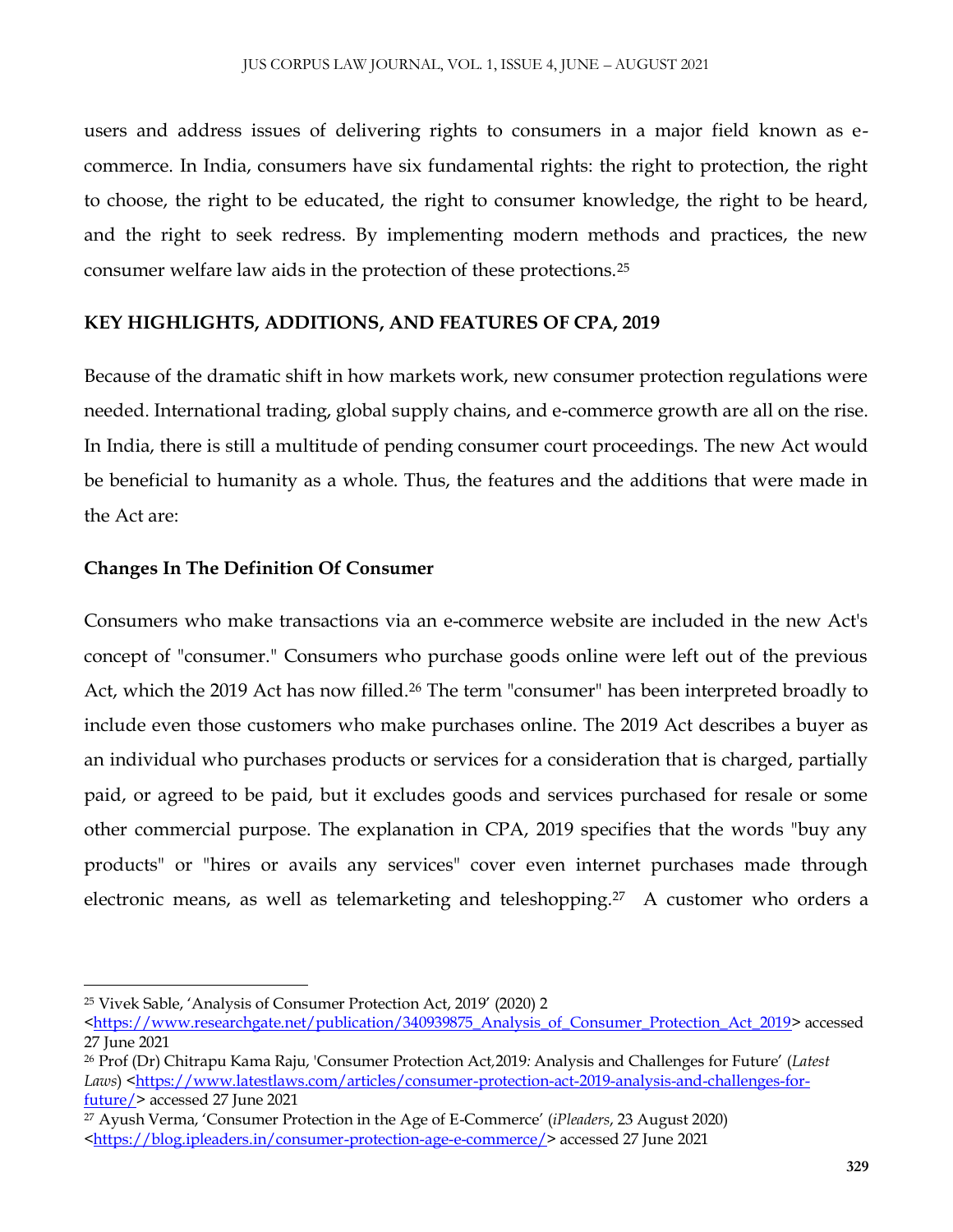users and address issues of delivering rights to consumers in a major field known as e-commerce. In India, consumers have six fundamental rights: the right to protection, the right to choose, the right to be educated, the right to consumer knowledge, the right to be heard, and the right to seek redress. By implementing modern methods and practices, the new consumer welfare law aids in the protection of these protections.[25]

## KEY HIGHLIGHTS, ADDITIONS, AND FEATURES OF CPA, 2019

Because of the dramatic shift in how markets work, new consumer protection regulations were needed. International trading, global supply chains, and e-commerce growth are all on the rise. In India, there is still a multitude of pending consumer court proceedings. The new Act would be beneficial to humanity as a whole. Thus, the features and the additions that were made in the Act are:

### Changes In The Definition Of Consumer

Consumers who make transactions via an e-commerce website are included in the new Act's concept of "consumer." Consumers who purchase goods online were left out of the previous Act, which the 2019 Act has now filled.[26] The term "consumer" has been interpreted broadly to include even those customers who make purchases online. The 2019 Act describes a buyer as an individual who purchases products or services for a consideration that is charged, partially paid, or agreed to be paid, but it excludes goods and services purchased for resale or some other commercial purpose. The explanation in CPA, 2019 specifies that the words "buy any products" or "hires or avails any services" cover even internet purchases made through electronic means, as well as telemarketing and teleshopping.[27] A customer who orders a

---

[25] Vivek Sable, 'Analysis of Consumer Protection Act, 2019' (2020) 2 <https://www.researchgate.net/publication/340939875_Analysis_of_Consumer_Protection_Act_2019> accessed 27 June 2021

[26] Prof (Dr) Chitrapu Kama Raju, 'Consumer Protection Act,2019: Analysis and Challenges for Future' (*Latest Laws*) <https://www.latestlaws.com/articles/consumer-protection-act-2019-analysis-and-challenges-for-future/> accessed 27 June 2021

[27] Ayush Verma, 'Consumer Protection in the Age of E-Commerce' (*iPleaders*, 23 August 2020) <https://blog.ipleaders.in/consumer-protection-age-e-commerce/> accessed 27 June 2021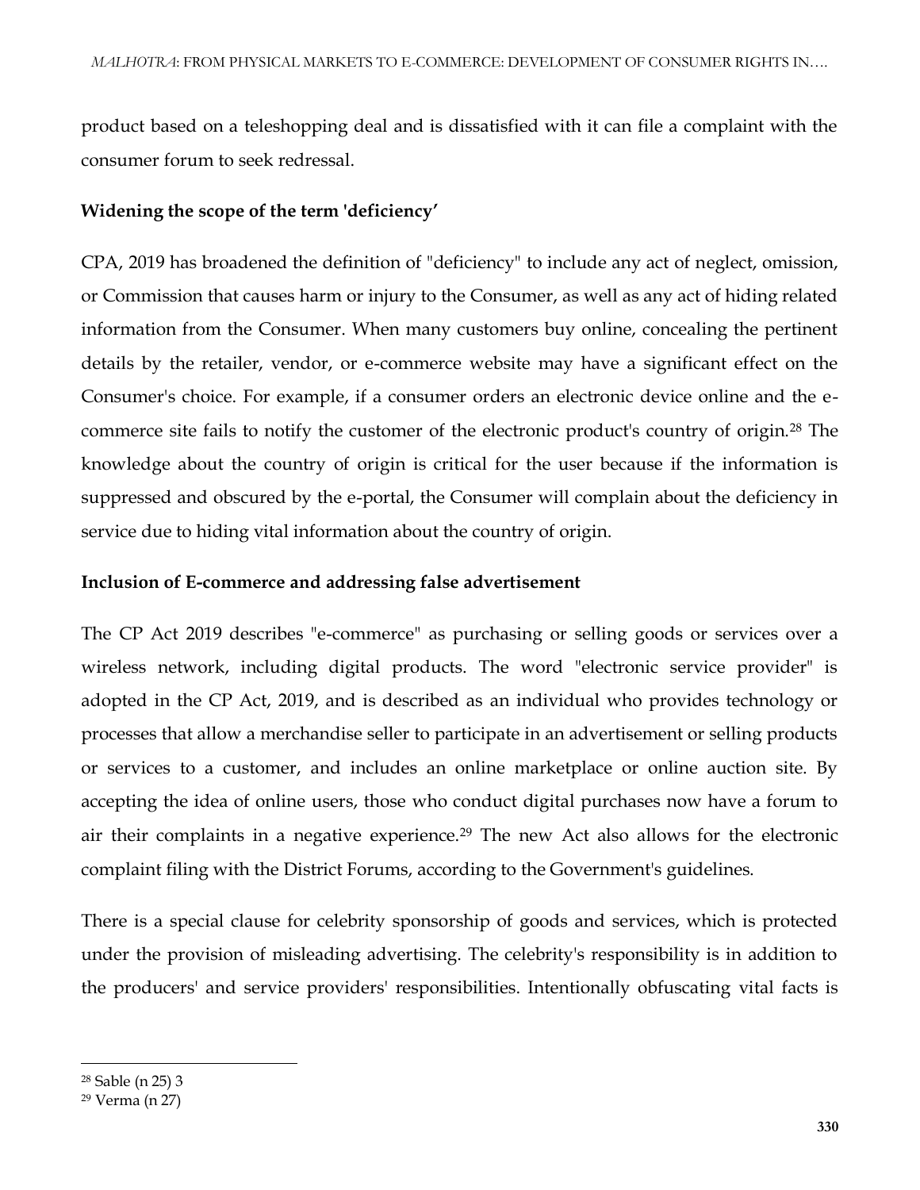product based on a teleshopping deal and is dissatisfied with it can file a complaint with the consumer forum to seek redressal.

**Widening the scope of the term 'deficiency'**

CPA, 2019 has broadened the definition of "deficiency" to include any act of neglect, omission, or Commission that causes harm or injury to the Consumer, as well as any act of hiding related information from the Consumer. When many customers buy online, concealing the pertinent details by the retailer, vendor, or e-commerce website may have a significant effect on the Consumer's choice. For example, if a consumer orders an electronic device online and the e-commerce site fails to notify the customer of the electronic product's country of origin.[28] The knowledge about the country of origin is critical for the user because if the information is suppressed and obscured by the e-portal, the Consumer will complain about the deficiency in service due to hiding vital information about the country of origin.

**Inclusion of E-commerce and addressing false advertisement**

The CP Act 2019 describes "e-commerce" as purchasing or selling goods or services over a wireless network, including digital products. The word "electronic service provider" is adopted in the CP Act, 2019, and is described as an individual who provides technology or processes that allow a merchandise seller to participate in an advertisement or selling products or services to a customer, and includes an online marketplace or online auction site. By accepting the idea of online users, those who conduct digital purchases now have a forum to air their complaints in a negative experience.[29] The new Act also allows for the electronic complaint filing with the District Forums, according to the Government's guidelines.

There is a special clause for celebrity sponsorship of goods and services, which is protected under the provision of misleading advertising. The celebrity's responsibility is in addition to the producers' and service providers' responsibilities. Intentionally obfuscating vital facts is

---

[28] Sable (n 25) 3

[29] Verma (n 27)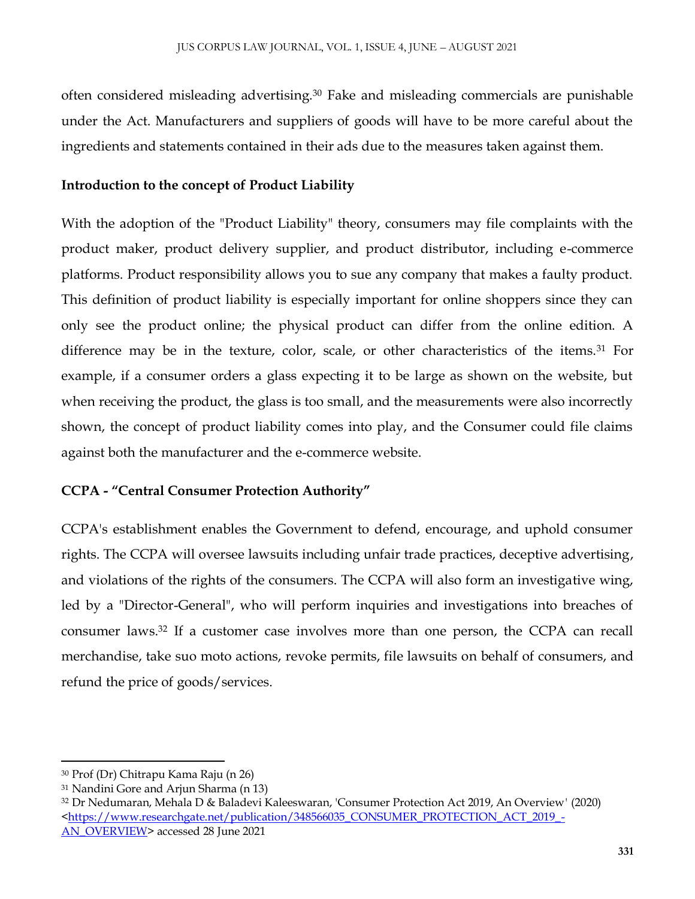often considered misleading advertising.[30] Fake and misleading commercials are punishable under the Act. Manufacturers and suppliers of goods will have to be more careful about the ingredients and statements contained in their ads due to the measures taken against them.

**Introduction to the concept of Product Liability**

With the adoption of the "Product Liability" theory, consumers may file complaints with the product maker, product delivery supplier, and product distributor, including e-commerce platforms. Product responsibility allows you to sue any company that makes a faulty product. This definition of product liability is especially important for online shoppers since they can only see the product online; the physical product can differ from the online edition. A difference may be in the texture, color, scale, or other characteristics of the items.[31] For example, if a consumer orders a glass expecting it to be large as shown on the website, but when receiving the product, the glass is too small, and the measurements were also incorrectly shown, the concept of product liability comes into play, and the Consumer could file claims against both the manufacturer and the e-commerce website.

**CCPA - "Central Consumer Protection Authority"**

CCPA's establishment enables the Government to defend, encourage, and uphold consumer rights. The CCPA will oversee lawsuits including unfair trade practices, deceptive advertising, and violations of the rights of the consumers. The CCPA will also form an investigative wing, led by a "Director-General", who will perform inquiries and investigations into breaches of consumer laws.[32] If a customer case involves more than one person, the CCPA can recall merchandise, take suo moto actions, revoke permits, file lawsuits on behalf of consumers, and refund the price of goods/services.

---

[30] Prof (Dr) Chitrapu Kama Raju (n 26)

[31] Nandini Gore and Arjun Sharma (n 13)

[32] Dr Nedumaran, Mehala D & Baladevi Kaleeswaran, 'Consumer Protection Act 2019, An Overview' (2020) <https://www.researchgate.net/publication/348566035_CONSUMER_PROTECTION_ACT_2019_-AN_OVERVIEW> accessed 28 June 2021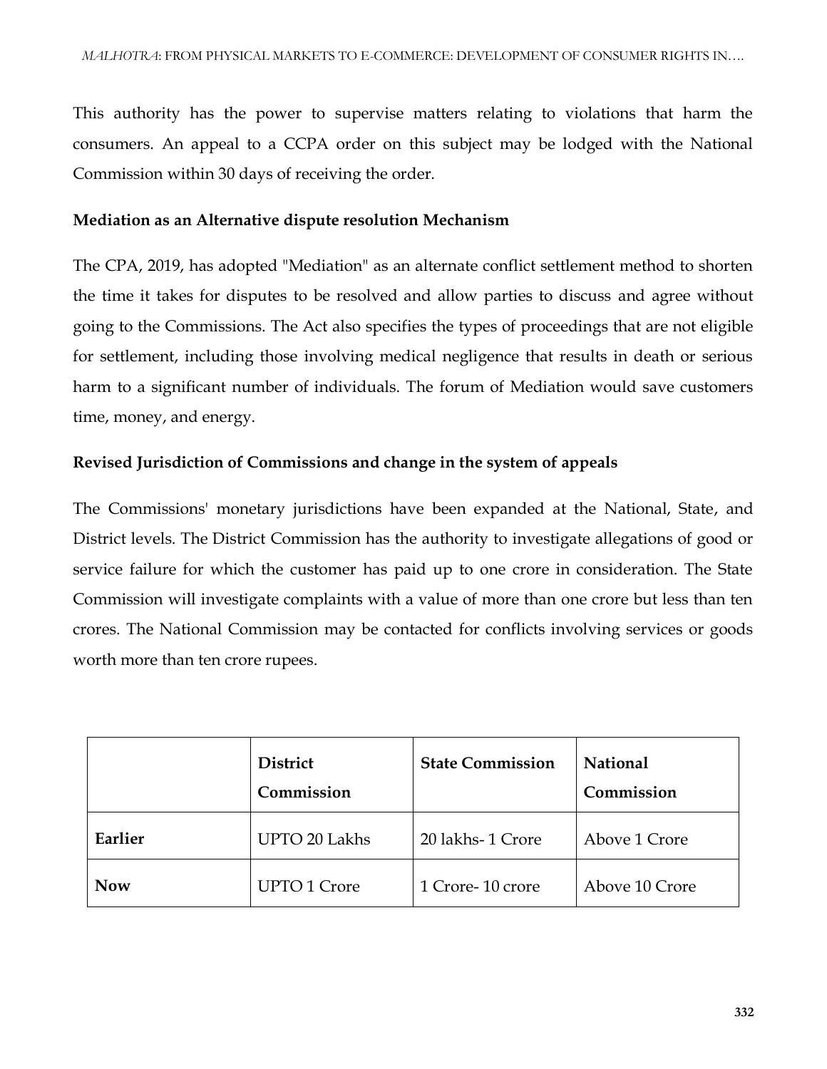This authority has the power to supervise matters relating to violations that harm the consumers. An appeal to a CCPA order on this subject may be lodged with the National Commission within 30 days of receiving the order.

**Mediation as an Alternative dispute resolution Mechanism**

The CPA, 2019, has adopted "Mediation" as an alternate conflict settlement method to shorten the time it takes for disputes to be resolved and allow parties to discuss and agree without going to the Commissions. The Act also specifies the types of proceedings that are not eligible for settlement, including those involving medical negligence that results in death or serious harm to a significant number of individuals. The forum of Mediation would save customers time, money, and energy.

**Revised Jurisdiction of Commissions and change in the system of appeals**

The Commissions' monetary jurisdictions have been expanded at the National, State, and District levels. The District Commission has the authority to investigate allegations of good or service failure for which the customer has paid up to one crore in consideration. The State Commission will investigate complaints with a value of more than one crore but less than ten crores. The National Commission may be contacted for conflicts involving services or goods worth more than ten crore rupees.

| | **District Commission** | **State Commission** | **National Commission** |
|---|---|---|---|
| **Earlier** | UPTO 20 Lakhs | 20 lakhs- 1 Crore | Above 1 Crore |
| **Now** | UPTO 1 Crore | 1 Crore- 10 crore | Above 10 Crore |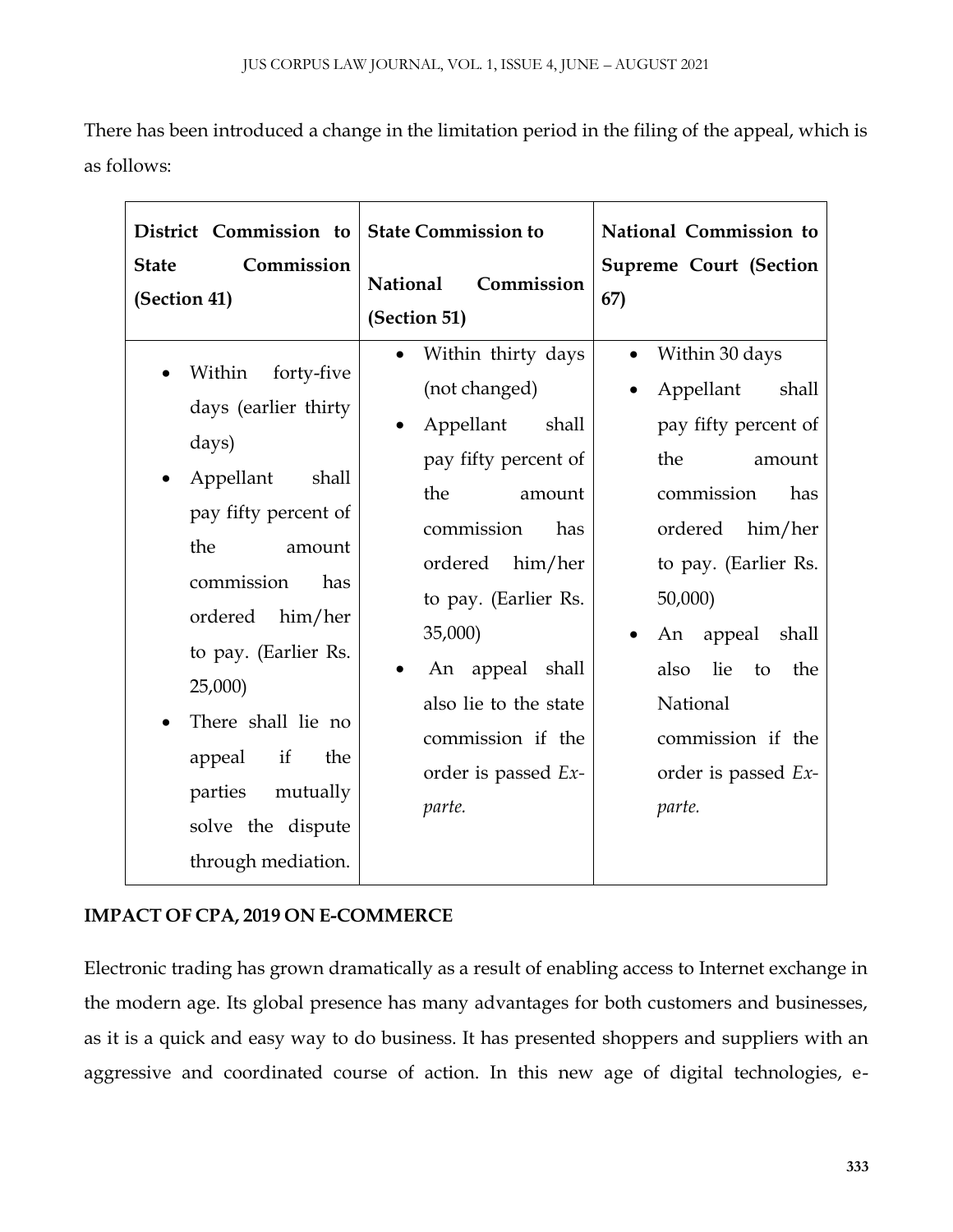There has been introduced a change in the limitation period in the filing of the appeal, which is as follows:

| **District Commission to State Commission (Section 41)** | **State Commission to National Commission (Section 51)** | **National Commission to Supreme Court (Section 67)** |
|---|---|---|
| • Within forty-five days (earlier thirty days)<br>• Appellant shall pay fifty percent of the amount commission has ordered him/her to pay. (Earlier Rs. 25,000)<br>• There shall lie no appeal if the parties mutually solve the dispute through mediation. | • Within thirty days (not changed)<br>• Appellant shall pay fifty percent of the amount commission has ordered him/her to pay. (Earlier Rs. 35,000)<br>• An appeal shall also lie to the state commission if the order is passed *Ex-parte.* | • Within 30 days<br>• Appellant shall pay fifty percent of the amount commission has ordered him/her to pay. (Earlier Rs. 50,000)<br>• An appeal shall also lie to the National commission if the order is passed *Ex-parte.* |

**IMPACT OF CPA, 2019 ON E-COMMERCE**

Electronic trading has grown dramatically as a result of enabling access to Internet exchange in the modern age. Its global presence has many advantages for both customers and businesses, as it is a quick and easy way to do business. It has presented shoppers and suppliers with an aggressive and coordinated course of action. In this new age of digital technologies, e-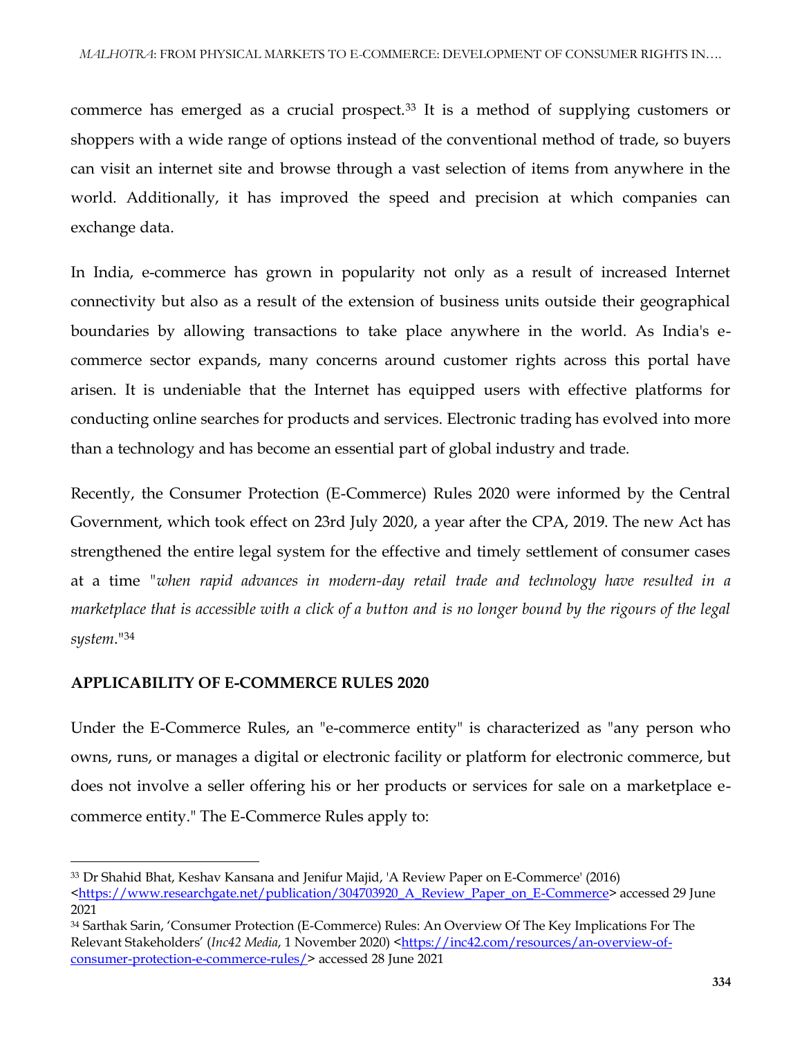commerce has emerged as a crucial prospect.[33] It is a method of supplying customers or shoppers with a wide range of options instead of the conventional method of trade, so buyers can visit an internet site and browse through a vast selection of items from anywhere in the world. Additionally, it has improved the speed and precision at which companies can exchange data.

In India, e-commerce has grown in popularity not only as a result of increased Internet connectivity but also as a result of the extension of business units outside their geographical boundaries by allowing transactions to take place anywhere in the world. As India's e-commerce sector expands, many concerns around customer rights across this portal have arisen. It is undeniable that the Internet has equipped users with effective platforms for conducting online searches for products and services. Electronic trading has evolved into more than a technology and has become an essential part of global industry and trade.

Recently, the Consumer Protection (E-Commerce) Rules 2020 were informed by the Central Government, which took effect on 23rd July 2020, a year after the CPA, 2019. The new Act has strengthened the entire legal system for the effective and timely settlement of consumer cases at a time "*when rapid advances in modern-day retail trade and technology have resulted in a marketplace that is accessible with a click of a button and is no longer bound by the rigours of the legal system*."[34]

## APPLICABILITY OF E-COMMERCE RULES 2020

Under the E-Commerce Rules, an "e-commerce entity" is characterized as "any person who owns, runs, or manages a digital or electronic facility or platform for electronic commerce, but does not involve a seller offering his or her products or services for sale on a marketplace e-commerce entity." The E-Commerce Rules apply to:

---

[33] Dr Shahid Bhat, Keshav Kansana and Jenifur Majid, 'A Review Paper on E-Commerce' (2016) <https://www.researchgate.net/publication/304703920_A_Review_Paper_on_E-Commerce> accessed 29 June 2021

[34] Sarthak Sarin, 'Consumer Protection (E-Commerce) Rules: An Overview Of The Key Implications For The Relevant Stakeholders' (*Inc42 Media*, 1 November 2020) <https://inc42.com/resources/an-overview-of-consumer-protection-e-commerce-rules/> accessed 28 June 2021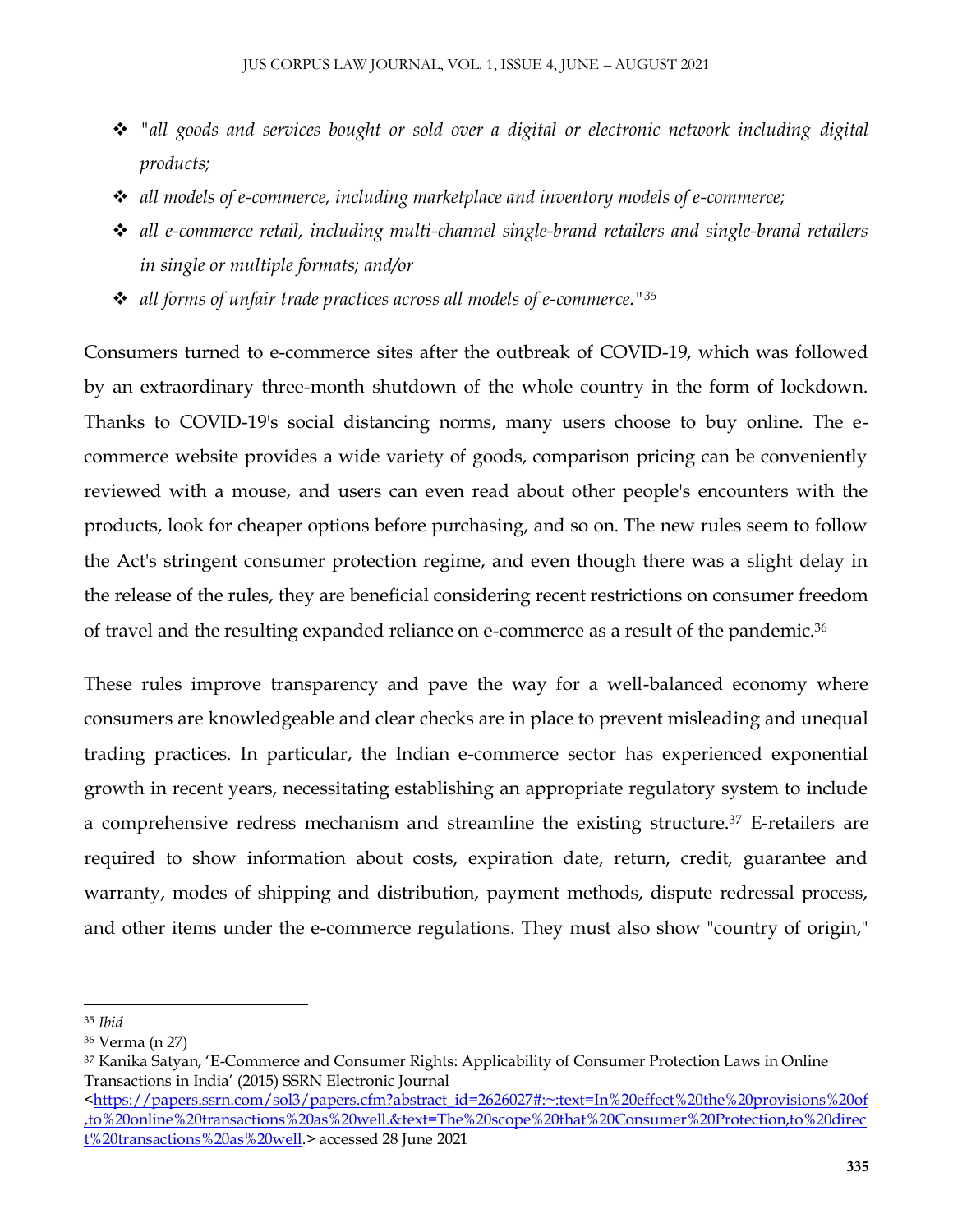- "*all goods and services bought or sold over a digital or electronic network including digital products;*
- *all models of e-commerce, including marketplace and inventory models of e-commerce;*
- *all e-commerce retail, including multi-channel single-brand retailers and single-brand retailers in single or multiple formats; and/or*
- *all forms of unfair trade practices across all models of e-commerce."*[35]

Consumers turned to e-commerce sites after the outbreak of COVID-19, which was followed by an extraordinary three-month shutdown of the whole country in the form of lockdown. Thanks to COVID-19's social distancing norms, many users choose to buy online. The e-commerce website provides a wide variety of goods, comparison pricing can be conveniently reviewed with a mouse, and users can even read about other people's encounters with the products, look for cheaper options before purchasing, and so on. The new rules seem to follow the Act's stringent consumer protection regime, and even though there was a slight delay in the release of the rules, they are beneficial considering recent restrictions on consumer freedom of travel and the resulting expanded reliance on e-commerce as a result of the pandemic.[36]

These rules improve transparency and pave the way for a well-balanced economy where consumers are knowledgeable and clear checks are in place to prevent misleading and unequal trading practices. In particular, the Indian e-commerce sector has experienced exponential growth in recent years, necessitating establishing an appropriate regulatory system to include a comprehensive redress mechanism and streamline the existing structure.[37] E-retailers are required to show information about costs, expiration date, return, credit, guarantee and warranty, modes of shipping and distribution, payment methods, dispute redressal process, and other items under the e-commerce regulations. They must also show "country of origin,"

---

[35] *Ibid*

[36] Verma (n 27)

[37] Kanika Satyan, 'E-Commerce and Consumer Rights: Applicability of Consumer Protection Laws in Online Transactions in India' (2015) SSRN Electronic Journal <https://papers.ssrn.com/sol3/papers.cfm?abstract_id=2626027#:~:text=In%20effect%20the%20provisions%20of,to%20online%20transactions%20as%20well.&text=The%20scope%20that%20Consumer%20Protection,to%20direct%20transactions%20as%20well.> accessed 28 June 2021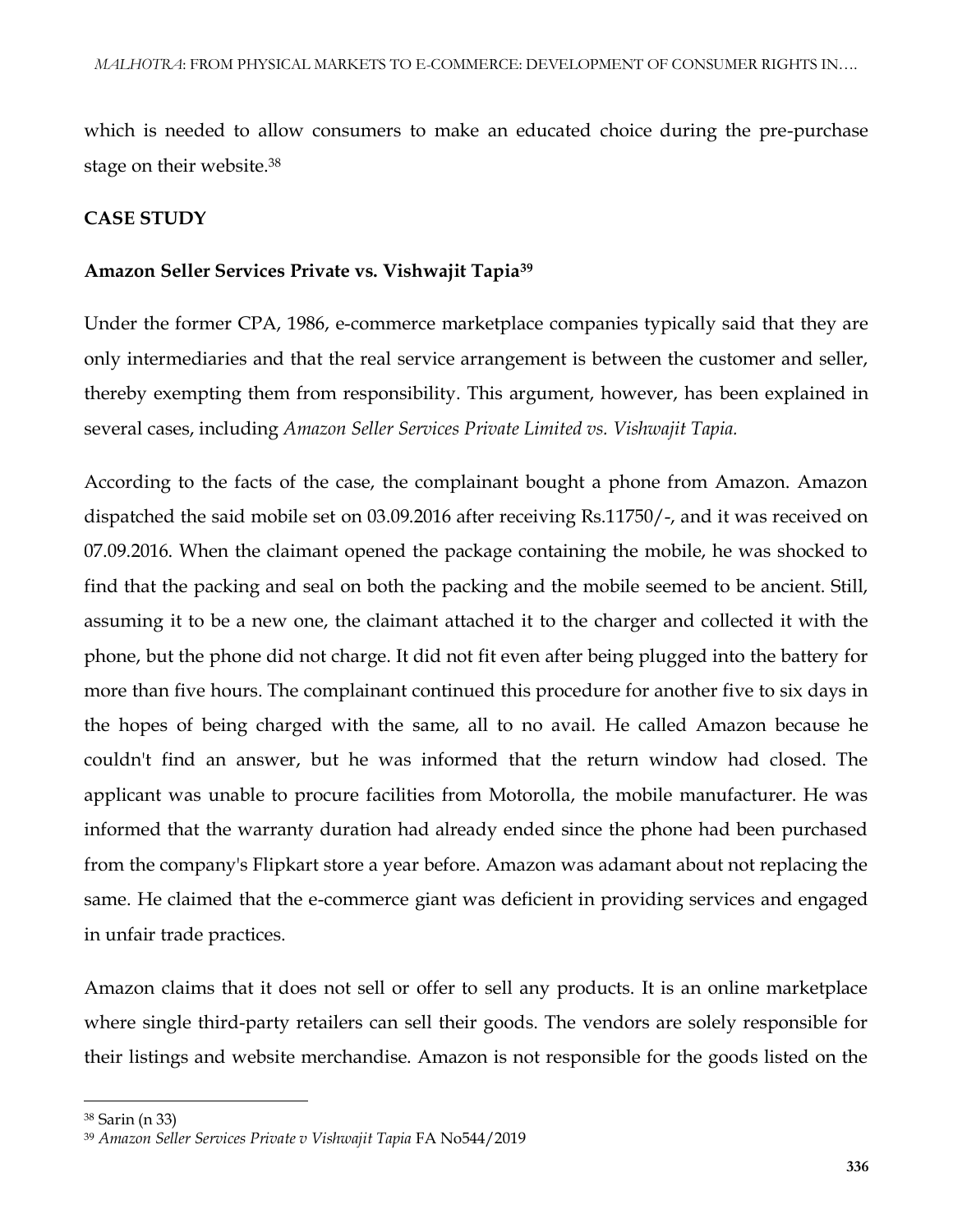which is needed to allow consumers to make an educated choice during the pre-purchase stage on their website.[38]

**CASE STUDY**

**Amazon Seller Services Private vs. Vishwajit Tapia[39]**

Under the former CPA, 1986, e-commerce marketplace companies typically said that they are only intermediaries and that the real service arrangement is between the customer and seller, thereby exempting them from responsibility. This argument, however, has been explained in several cases, including *Amazon Seller Services Private Limited vs. Vishwajit Tapia.*

According to the facts of the case, the complainant bought a phone from Amazon. Amazon dispatched the said mobile set on 03.09.2016 after receiving Rs.11750/-, and it was received on 07.09.2016. When the claimant opened the package containing the mobile, he was shocked to find that the packing and seal on both the packing and the mobile seemed to be ancient. Still, assuming it to be a new one, the claimant attached it to the charger and collected it with the phone, but the phone did not charge. It did not fit even after being plugged into the battery for more than five hours. The complainant continued this procedure for another five to six days in the hopes of being charged with the same, all to no avail. He called Amazon because he couldn't find an answer, but he was informed that the return window had closed. The applicant was unable to procure facilities from Motorolla, the mobile manufacturer. He was informed that the warranty duration had already ended since the phone had been purchased from the company's Flipkart store a year before. Amazon was adamant about not replacing the same. He claimed that the e-commerce giant was deficient in providing services and engaged in unfair trade practices.

Amazon claims that it does not sell or offer to sell any products. It is an online marketplace where single third-party retailers can sell their goods. The vendors are solely responsible for their listings and website merchandise. Amazon is not responsible for the goods listed on the

---

[38] Sarin (n 33)

[39] *Amazon Seller Services Private v Vishwajit Tapia* FA No544/2019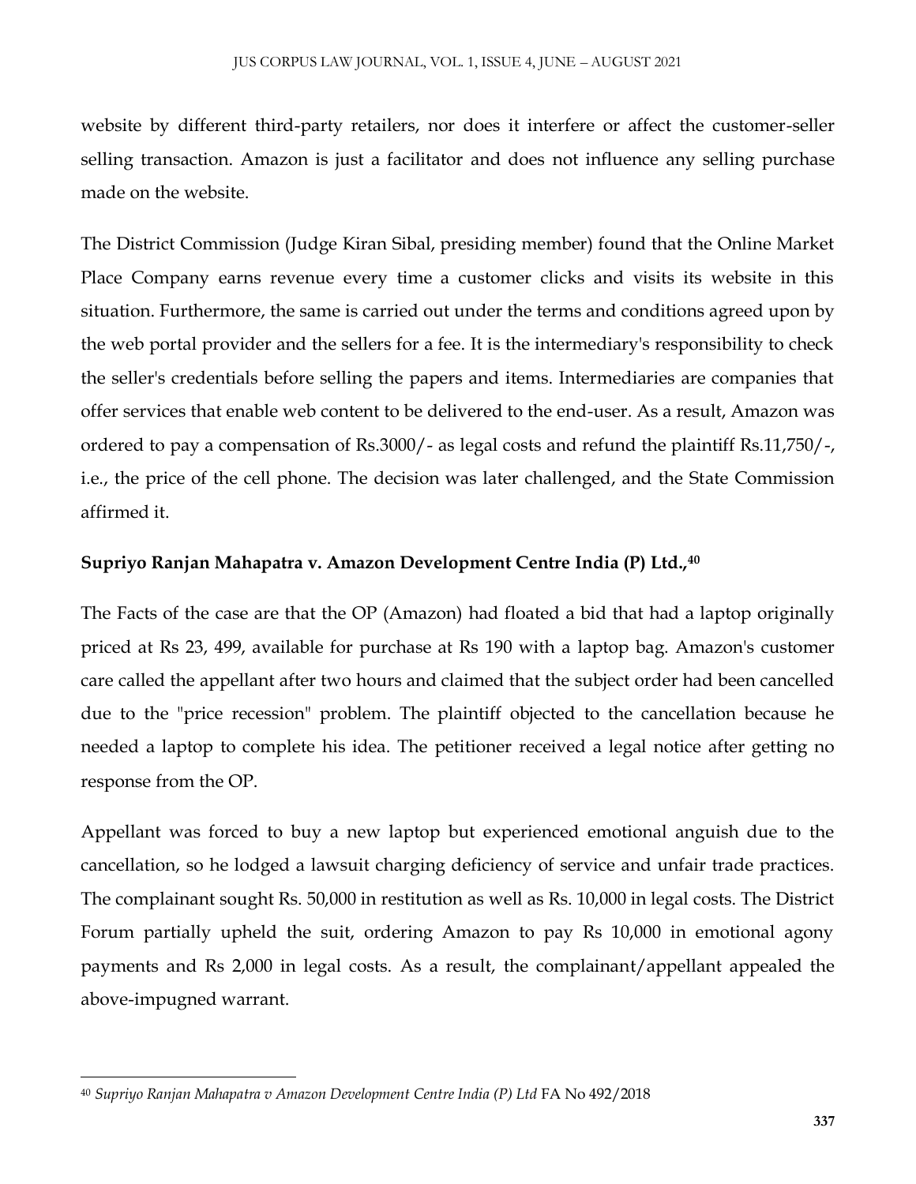website by different third-party retailers, nor does it interfere or affect the customer-seller selling transaction. Amazon is just a facilitator and does not influence any selling purchase made on the website.

The District Commission (Judge Kiran Sibal, presiding member) found that the Online Market Place Company earns revenue every time a customer clicks and visits its website in this situation. Furthermore, the same is carried out under the terms and conditions agreed upon by the web portal provider and the sellers for a fee. It is the intermediary's responsibility to check the seller's credentials before selling the papers and items. Intermediaries are companies that offer services that enable web content to be delivered to the end-user. As a result, Amazon was ordered to pay a compensation of Rs.3000/- as legal costs and refund the plaintiff Rs.11,750/-, i.e., the price of the cell phone. The decision was later challenged, and the State Commission affirmed it.

**Supriyo Ranjan Mahapatra v. Amazon Development Centre India (P) Ltd.,[40]**

The Facts of the case are that the OP (Amazon) had floated a bid that had a laptop originally priced at Rs 23, 499, available for purchase at Rs 190 with a laptop bag. Amazon's customer care called the appellant after two hours and claimed that the subject order had been cancelled due to the "price recession" problem. The plaintiff objected to the cancellation because he needed a laptop to complete his idea. The petitioner received a legal notice after getting no response from the OP.

Appellant was forced to buy a new laptop but experienced emotional anguish due to the cancellation, so he lodged a lawsuit charging deficiency of service and unfair trade practices. The complainant sought Rs. 50,000 in restitution as well as Rs. 10,000 in legal costs. The District Forum partially upheld the suit, ordering Amazon to pay Rs 10,000 in emotional agony payments and Rs 2,000 in legal costs. As a result, the complainant/appellant appealed the above-impugned warrant.

---

[40] *Supriyo Ranjan Mahapatra v Amazon Development Centre India (P) Ltd* FA No 492/2018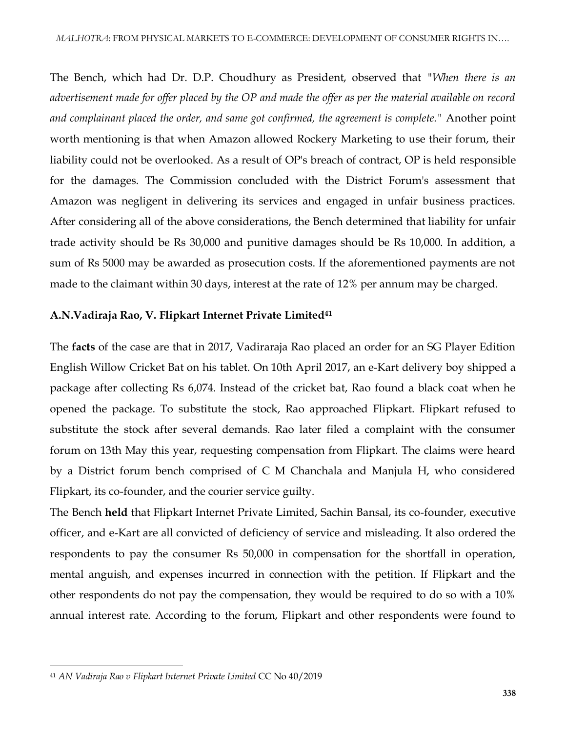The Bench, which had Dr. D.P. Choudhury as President, observed that *"When there is an advertisement made for offer placed by the OP and made the offer as per the material available on record and complainant placed the order, and same got confirmed, the agreement is complete."* Another point worth mentioning is that when Amazon allowed Rockery Marketing to use their forum, their liability could not be overlooked. As a result of OP's breach of contract, OP is held responsible for the damages. The Commission concluded with the District Forum's assessment that Amazon was negligent in delivering its services and engaged in unfair business practices. After considering all of the above considerations, the Bench determined that liability for unfair trade activity should be Rs 30,000 and punitive damages should be Rs 10,000. In addition, a sum of Rs 5000 may be awarded as prosecution costs. If the aforementioned payments are not made to the claimant within 30 days, interest at the rate of 12% per annum may be charged.

**A.N.Vadiraja Rao, V. Flipkart Internet Private Limited**[41]

The **facts** of the case are that in 2017, Vadiraraja Rao placed an order for an SG Player Edition English Willow Cricket Bat on his tablet. On 10th April 2017, an e-Kart delivery boy shipped a package after collecting Rs 6,074. Instead of the cricket bat, Rao found a black coat when he opened the package. To substitute the stock, Rao approached Flipkart. Flipkart refused to substitute the stock after several demands. Rao later filed a complaint with the consumer forum on 13th May this year, requesting compensation from Flipkart. The claims were heard by a District forum bench comprised of C M Chanchala and Manjula H, who considered Flipkart, its co-founder, and the courier service guilty.

The Bench **held** that Flipkart Internet Private Limited, Sachin Bansal, its co-founder, executive officer, and e-Kart are all convicted of deficiency of service and misleading. It also ordered the respondents to pay the consumer Rs 50,000 in compensation for the shortfall in operation, mental anguish, and expenses incurred in connection with the petition. If Flipkart and the other respondents do not pay the compensation, they would be required to do so with a 10% annual interest rate. According to the forum, Flipkart and other respondents were found to

---

[41] *AN Vadiraja Rao v Flipkart Internet Private Limited* CC No 40/2019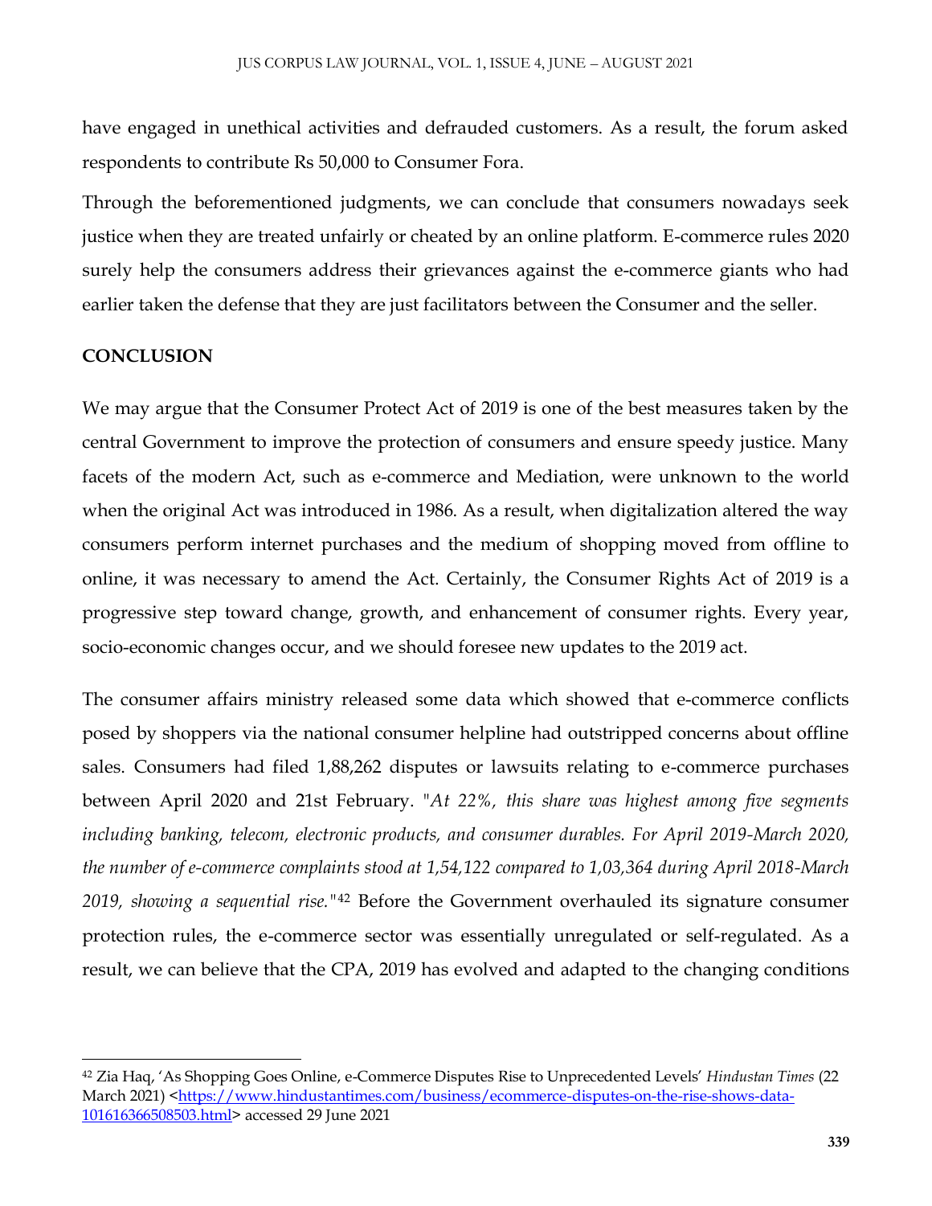have engaged in unethical activities and defrauded customers. As a result, the forum asked respondents to contribute Rs 50,000 to Consumer Fora.

Through the beforementioned judgments, we can conclude that consumers nowadays seek justice when they are treated unfairly or cheated by an online platform. E-commerce rules 2020 surely help the consumers address their grievances against the e-commerce giants who had earlier taken the defense that they are just facilitators between the Consumer and the seller.

**CONCLUSION**

We may argue that the Consumer Protect Act of 2019 is one of the best measures taken by the central Government to improve the protection of consumers and ensure speedy justice. Many facets of the modern Act, such as e-commerce and Mediation, were unknown to the world when the original Act was introduced in 1986. As a result, when digitalization altered the way consumers perform internet purchases and the medium of shopping moved from offline to online, it was necessary to amend the Act. Certainly, the Consumer Rights Act of 2019 is a progressive step toward change, growth, and enhancement of consumer rights. Every year, socio-economic changes occur, and we should foresee new updates to the 2019 act.

The consumer affairs ministry released some data which showed that e-commerce conflicts posed by shoppers via the national consumer helpline had outstripped concerns about offline sales. Consumers had filed 1,88,262 disputes or lawsuits relating to e-commerce purchases between April 2020 and 21st February. "*At 22%, this share was highest among five segments including banking, telecom, electronic products, and consumer durables. For April 2019-March 2020, the number of e-commerce complaints stood at 1,54,122 compared to 1,03,364 during April 2018-March 2019, showing a sequential rise.*"[42] Before the Government overhauled its signature consumer protection rules, the e-commerce sector was essentially unregulated or self-regulated. As a result, we can believe that the CPA, 2019 has evolved and adapted to the changing conditions

---

[42] Zia Haq, 'As Shopping Goes Online, e-Commerce Disputes Rise to Unprecedented Levels' *Hindustan Times* (22 March 2021) <https://www.hindustantimes.com/business/ecommerce-disputes-on-the-rise-shows-data-101616366508503.html> accessed 29 June 2021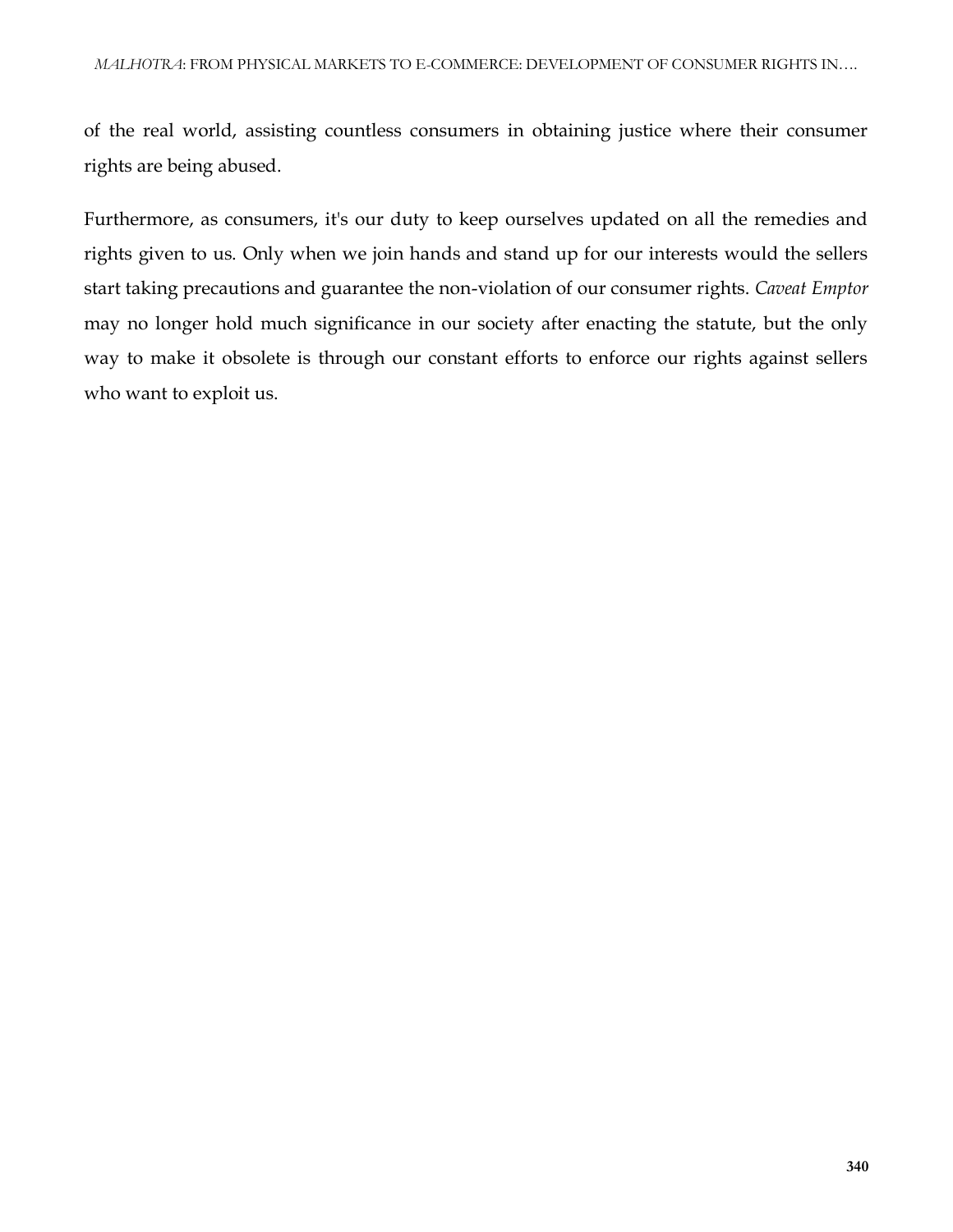of the real world, assisting countless consumers in obtaining justice where their consumer rights are being abused.

Furthermore, as consumers, it's our duty to keep ourselves updated on all the remedies and rights given to us. Only when we join hands and stand up for our interests would the sellers start taking precautions and guarantee the non-violation of our consumer rights. *Caveat Emptor* may no longer hold much significance in our society after enacting the statute, but the only way to make it obsolete is through our constant efforts to enforce our rights against sellers who want to exploit us.